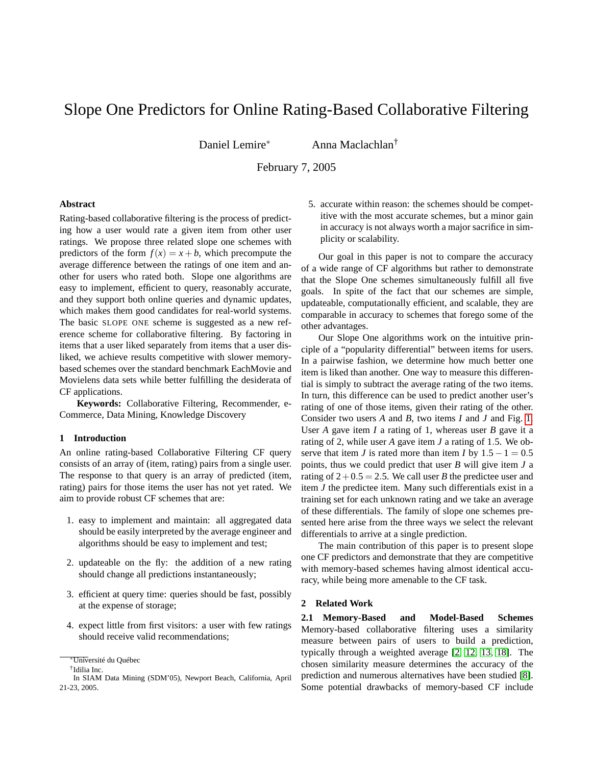# Slope One Predictors for Online Rating-Based Collaborative Filtering

Daniel Lemire[*] Anna Maclachlan[†]

February 7, 2005

**Abstract**

Rating-based collaborative filtering is the process of predicting how a user would rate a given item from other user ratings. We propose three related slope one schemes with predictors of the form $f(x) = x + b$, which precompute the average difference between the ratings of one item and another for users who rated both. Slope one algorithms are easy to implement, efficient to query, reasonably accurate, and they support both online queries and dynamic updates, which makes them good candidates for real-world systems. The basic SLOPE ONE scheme is suggested as a new reference scheme for collaborative filtering. By factoring in items that a user liked separately from items that a user disliked, we achieve results competitive with slower memory-based schemes over the standard benchmark EachMovie and Movielens data sets while better fulfilling the desiderata of CF applications.

**Keywords:** Collaborative Filtering, Recommender, e-Commerce, Data Mining, Knowledge Discovery

## 1 Introduction

An online rating-based Collaborative Filtering CF query consists of an array of (item, rating) pairs from a single user. The response to that query is an array of predicted (item, rating) pairs for those items the user has not yet rated. We aim to provide robust CF schemes that are:

1. easy to implement and maintain: all aggregated data should be easily interpreted by the average engineer and algorithms should be easy to implement and test;
2. updateable on the fly: the addition of a new rating should change all predictions instantaneously;
3. efficient at query time: queries should be fast, possibly at the expense of storage;
4. expect little from first visitors: a user with few ratings should receive valid recommendations;
5. accurate within reason: the schemes should be competitive with the most accurate schemes, but a minor gain in accuracy is not always worth a major sacrifice in simplicity or scalability.

Our goal in this paper is not to compare the accuracy of a wide range of CF algorithms but rather to demonstrate that the Slope One schemes simultaneously fulfill all five goals. In spite of the fact that our schemes are simple, updateable, computationally efficient, and scalable, they are comparable in accuracy to schemes that forego some of the other advantages.

Our Slope One algorithms work on the intuitive principle of a "popularity differential" between items for users. In a pairwise fashion, we determine how much better one item is liked than another. One way to measure this differential is simply to subtract the average rating of the two items. In turn, this difference can be used to predict another user's rating of one of those items, given their rating of the other. Consider two users $A$ and $B$, two items $I$ and $J$ and Fig. 1. User $A$ gave item $I$ a rating of 1, whereas user $B$ gave it a rating of 2, while user $A$ gave item $J$ a rating of 1.5. We observe that item $J$ is rated more than item $I$ by $1.5 - 1 = 0.5$ points, thus we could predict that user $B$ will give item $J$ a rating of $2 + 0.5 = 2.5$. We call user $B$ the predictee user and item $J$ the predictee item. Many such differentials exist in a training set for each unknown rating and we take an average of these differentials. The family of slope one schemes presented here arise from the three ways we select the relevant differentials to arrive at a single prediction.

The main contribution of this paper is to present slope one CF predictors and demonstrate that they are competitive with memory-based schemes having almost identical accuracy, while being more amenable to the CF task.

## 2 Related Work

**2.1 Memory-Based and Model-Based Schemes** Memory-based collaborative filtering uses a similarity measure between pairs of users to build a prediction, typically through a weighted average [2, 12, 13, 18]. The chosen similarity measure determines the accuracy of the prediction and numerous alternatives have been studied [8]. Some potential drawbacks of memory-based CF include

---

[*] Université du Québec

[†] Idilia Inc.

In SIAM Data Mining (SDM'05), Newport Beach, California, April 21-23, 2005.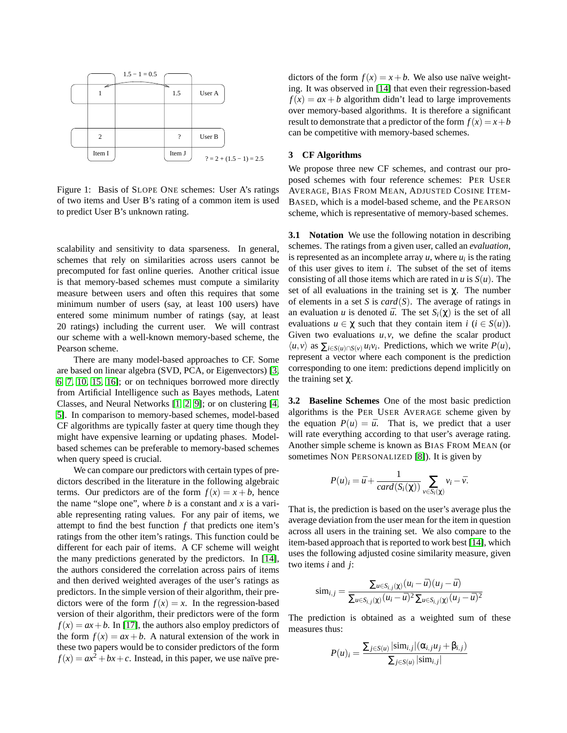Figure 1: Basis of SLOPE ONE schemes: User A's ratings of two items and User B's rating of a common item is used to predict User B's unknown rating.

scalability and sensitivity to data sparseness. In general, schemes that rely on similarities across users cannot be precomputed for fast online queries. Another critical issue is that memory-based schemes must compute a similarity measure between users and often this requires that some minimum number of users (say, at least 100 users) have entered some minimum number of ratings (say, at least 20 ratings) including the current user. We will contrast our scheme with a well-known memory-based scheme, the Pearson scheme.

There are many model-based approaches to CF. Some are based on linear algebra (SVD, PCA, or Eigenvectors) [3, 6, 7, 10, 15, 16]; or on techniques borrowed more directly from Artificial Intelligence such as Bayes methods, Latent Classes, and Neural Networks [1, 2, 9]; or on clustering [4, 5]. In comparison to memory-based schemes, model-based CF algorithms are typically faster at query time though they might have expensive learning or updating phases. Model-based schemes can be preferable to memory-based schemes when query speed is crucial.

We can compare our predictors with certain types of predictors described in the literature in the following algebraic terms. Our predictors are of the form $f(x) = x + b$, hence the name "slope one", where $b$ is a constant and $x$ is a variable representing rating values. For any pair of items, we attempt to find the best function $f$ that predicts one item's ratings from the other item's ratings. This function could be different for each pair of items. A CF scheme will weight the many predictions generated by the predictors. In [14], the authors considered the correlation across pairs of items and then derived weighted averages of the user's ratings as predictors. In the simple version of their algorithm, their predictors were of the form $f(x) = x$. In the regression-based version of their algorithm, their predictors were of the form $f(x) = ax + b$. In [17], the authors also employ predictors of the form $f(x) = ax + b$. A natural extension of the work in these two papers would be to consider predictors of the form $f(x) = ax^2 + bx + c$. Instead, in this paper, we use naïve predictors of the form $f(x) = x + b$. We also use naïve weighting. It was observed in [14] that even their regression-based $f(x) = ax + b$ algorithm didn't lead to large improvements over memory-based algorithms. It is therefore a significant result to demonstrate that a predictor of the form $f(x) = x + b$ can be competitive with memory-based schemes.

## 3 CF Algorithms

We propose three new CF schemes, and contrast our proposed schemes with four reference schemes: PER USER AVERAGE, BIAS FROM MEAN, ADJUSTED COSINE ITEM-BASED, which is a model-based scheme, and the PEARSON scheme, which is representative of memory-based schemes.

**3.1 Notation** We use the following notation in describing schemes. The ratings from a given user, called an *evaluation*, is represented as an incomplete array $u$, where $u_i$ is the rating of this user gives to item $i$. The subset of the set of items consisting of all those items which are rated in $u$ is $S(u)$. The set of all evaluations in the training set is $\chi$. The number of elements in a set $S$ is $card(S)$. The average of ratings in an evaluation $u$ is denoted $\bar{u}$. The set $S_i(\chi)$ is the set of all evaluations $u \in \chi$ such that they contain item $i$ ($i \in S(u)$). Given two evaluations $u, v$, we define the scalar product $\langle u, v \rangle$ as $\sum_{i \in S(u) \cap S(v)} u_i v_i$. Predictions, which we write $P(u)$, represent a vector where each component is the prediction corresponding to one item: predictions depend implicitly on the training set $\chi$.

**3.2 Baseline Schemes** One of the most basic prediction algorithms is the PER USER AVERAGE scheme given by the equation $P(u) = \bar{u}$. That is, we predict that a user will rate everything according to that user's average rating. Another simple scheme is known as BIAS FROM MEAN (or sometimes NON PERSONALIZED [8]). It is given by

$$P(u)_i = \bar{u} + \frac{1}{card(S_i(\chi))} \sum_{v \in S_i(\chi)} v_i - \bar{v}.$$

That is, the prediction is based on the user's average plus the average deviation from the user mean for the item in question across all users in the training set. We also compare to the item-based approach that is reported to work best [14], which uses the following adjusted cosine similarity measure, given two items $i$ and $j$:

$$\text{sim}_{i,j} = \frac{\sum_{u \in S_{i,j}(\chi)} (u_i - \bar{u})(u_j - \bar{u})}{\sum_{u \in S_{i,j}(\chi)} (u_i - \bar{u})^2 \sum_{u \in S_{i,j}(\chi)} (u_j - \bar{u})^2}$$

The prediction is obtained as a weighted sum of these measures thus:

$$P(u)_i = \frac{\sum_{j \in S(u)} |\text{sim}_{i,j}| (\alpha_{i,j} u_j + \beta_{i,j})}{\sum_{j \in S(u)} |\text{sim}_{i,j}|}$$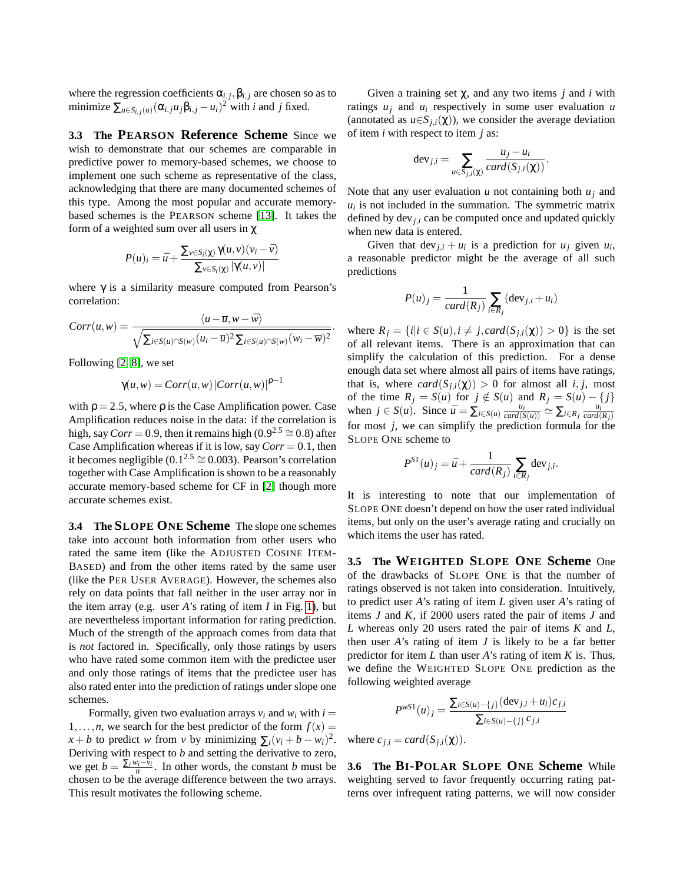where the regression coefficients $\alpha_{i,j}, \beta_{i,j}$ are chosen so as to minimize $\sum_{u \in S_{i,j}(u)} (\alpha_{i,j} u_j \beta_{i,j} - u_i)^2$ with $i$ and $j$ fixed.

### 3.3 The PEARSON Reference Scheme

Since we wish to demonstrate that our schemes are comparable in predictive power to memory-based schemes, we choose to implement one such scheme as representative of the class, acknowledging that there are many documented schemes of this type. Among the most popular and accurate memory-based schemes is the PEARSON scheme [13]. It takes the form of a weighted sum over all users in $\chi$

$$P(u)_i = \bar{u} + \frac{\sum_{v \in S_i(\chi)} \gamma(u,v)(v_i - \bar{v})}{\sum_{v \in S_i(\chi)} |\gamma(u,v)|}$$

where $\gamma$ is a similarity measure computed from Pearson's correlation:

$$Corr(u,w) = \frac{\langle u - \overline{u}, w - \overline{w} \rangle}{\sqrt{\sum_{i \in S(u) \cap S(w)} (u_i - \overline{u})^2 \sum_{i \in S(u) \cap S(w)} (w_i - \overline{w})^2}}.$$

Following [2, 8], we set

$$\gamma(u,w) = Corr(u,w) \left| Corr(u,w) \right|^{\rho - 1}$$

with $\rho = 2.5$, where $\rho$ is the Case Amplification power. Case Amplification reduces noise in the data: if the correlation is high, say $Corr = 0.9$, then it remains high ($0.9^{2.5} \cong 0.8$) after Case Amplification whereas if it is low, say $Corr = 0.1$, then it becomes negligible ($0.1^{2.5} \cong 0.003$). Pearson's correlation together with Case Amplification is shown to be a reasonably accurate memory-based scheme for CF in [2] though more accurate schemes exist.

### 3.4 The SLOPE ONE Scheme

The slope one schemes take into account both information from other users who rated the same item (like the ADJUSTED COSINE ITEM-BASED) and from the other items rated by the same user (like the PER USER AVERAGE). However, the schemes also rely on data points that fall neither in the user array nor in the item array (e.g. user $A$'s rating of item $I$ in Fig. 1), but are nevertheless important information for rating prediction. Much of the strength of the approach comes from data that is *not* factored in. Specifically, only those ratings by users who have rated some common item with the predictee user and only those ratings of items that the predictee user has also rated enter into the prediction of ratings under slope one schemes.

Formally, given two evaluation arrays $v_i$ and $w_i$ with $i = 1, \ldots, n$, we search for the best predictor of the form $f(x) = x + b$ to predict $w$ from $v$ by minimizing $\sum_i (v_i + b - w_i)^2$. Deriving with respect to $b$ and setting the derivative to zero, we get $b = \frac{\sum_i w_i - v_i}{n}$. In other words, the constant $b$ must be chosen to be the average difference between the two arrays. This result motivates the following scheme.

Given a training set $\chi$, and any two items $j$ and $i$ with ratings $u_j$ and $u_i$ respectively in some user evaluation $u$ (annotated as $u \in S_{j,i}(\chi)$), we consider the average deviation of item $i$ with respect to item $j$ as:

$$\text{dev}_{j,i} = \sum_{u \in S_{j,i}(\chi)} \frac{u_j - u_i}{card(S_{j,i}(\chi))}.$$

Note that any user evaluation $u$ not containing both $u_j$ and $u_i$ is not included in the summation. The symmetric matrix defined by $\text{dev}_{j,i}$ can be computed once and updated quickly when new data is entered.

Given that $\text{dev}_{j,i} + u_i$ is a prediction for $u_j$ given $u_i$, a reasonable predictor might be the average of all such predictions

$$P(u)_j = \frac{1}{card(R_j)} \sum_{i \in R_j} (\text{dev}_{j,i} + u_i)$$

where $R_j = \{i | i \in S(u), i \neq j, card(S_{j,i}(\chi)) > 0\}$ is the set of all relevant items. There is an approximation that can simplify the calculation of this prediction. For a dense enough data set where almost all pairs of items have ratings, that is, where $card(S_{j,i}(\chi)) > 0$ for almost all $i, j$, most of the time $R_j = S(u)$ for $j \notin S(u)$ and $R_j = S(u) - \{j\}$ when $j \in S(u)$. Since $\bar{u} = \sum_{i \in S(u)} \frac{u_i}{card(S(u))} \simeq \sum_{i \in R_j} \frac{u_i}{card(R_j)}$ for most $j$, we can simplify the prediction formula for the SLOPE ONE scheme to

$$P^{S1}(u)_j = \bar{u} + \frac{1}{card(R_j)} \sum_{i \in R_j} \text{dev}_{j,i}.$$

It is interesting to note that our implementation of SLOPE ONE doesn't depend on how the user rated individual items, but only on the user's average rating and crucially on which items the user has rated.

### 3.5 The WEIGHTED SLOPE ONE Scheme

One of the drawbacks of SLOPE ONE is that the number of ratings observed is not taken into consideration. Intuitively, to predict user $A$'s rating of item $L$ given user $A$'s rating of items $J$ and $K$, if 2000 users rated the pair of items $J$ and $L$ whereas only 20 users rated the pair of items $K$ and $L$, then user $A$'s rating of item $J$ is likely to be a far better predictor for item $L$ than user $A$'s rating of item $K$ is. Thus, we define the WEIGHTED SLOPE ONE prediction as the following weighted average

$$P^{wS1}(u)_j = \frac{\sum_{i \in S(u) - \{j\}} (\text{dev}_{j,i} + u_i) c_{j,i}}{\sum_{i \in S(u) - \{j\}} c_{j,i}}$$

where $c_{j,i} = card(S_{j,i}(\chi))$.

### 3.6 The BI-POLAR SLOPE ONE Scheme

While weighting served to favor frequently occurring rating patterns over infrequent rating patterns, we will now consider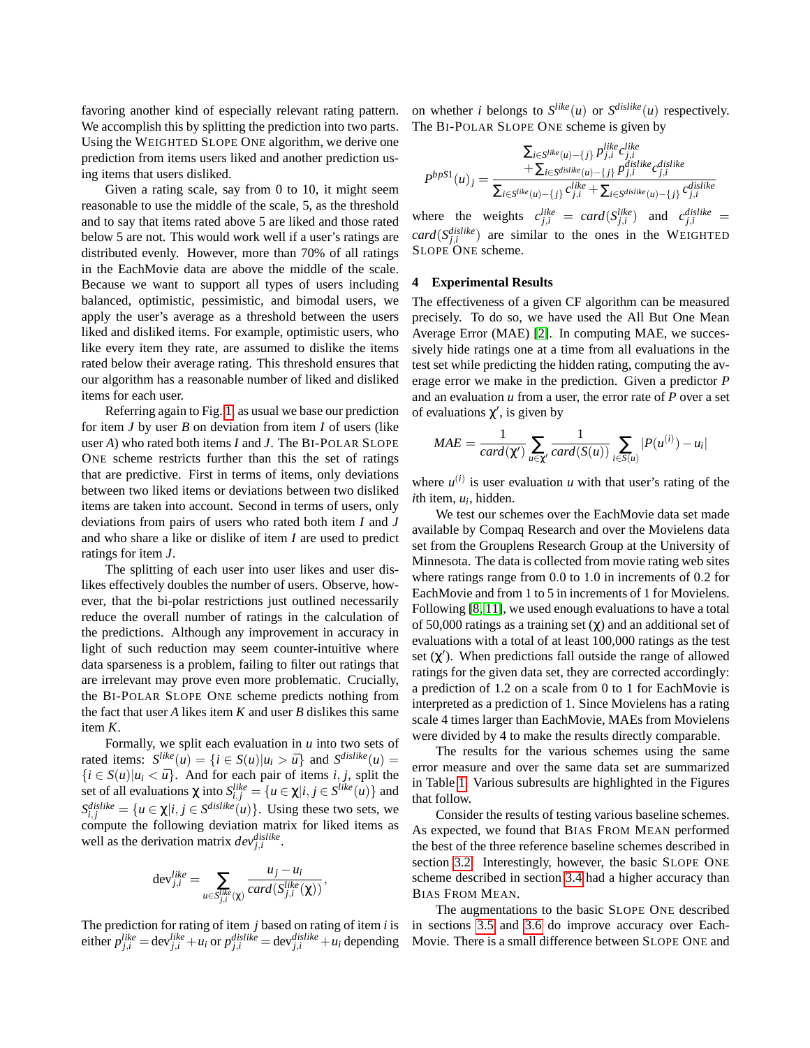favoring another kind of especially relevant rating pattern. We accomplish this by splitting the prediction into two parts. Using the WEIGHTED SLOPE ONE algorithm, we derive one prediction from items users liked and another prediction using items that users disliked.

Given a rating scale, say from 0 to 10, it might seem reasonable to use the middle of the scale, 5, as the threshold and to say that items rated above 5 are liked and those rated below 5 are not. This would work well if a user's ratings are distributed evenly. However, more than 70% of all ratings in the EachMovie data are above the middle of the scale. Because we want to support all types of users including balanced, optimistic, pessimistic, and bimodal users, we apply the user's average as a threshold between the users liked and disliked items. For example, optimistic users, who like every item they rate, are assumed to dislike the items rated below their average rating. This threshold ensures that our algorithm has a reasonable number of liked and disliked items for each user.

Referring again to Fig. 1, as usual we base our prediction for item $J$ by user $B$ on deviation from item $I$ of users (like user $A$) who rated both items $I$ and $J$. The BI-POLAR SLOPE ONE scheme restricts further than this the set of ratings that are predictive. First in terms of items, only deviations between two liked items or deviations between two disliked items are taken into account. Second in terms of users, only deviations from pairs of users who rated both item $I$ and $J$ and who share a like or dislike of item $I$ are used to predict ratings for item $J$.

The splitting of each user into user likes and user dislikes effectively doubles the number of users. Observe, however, that the bi-polar restrictions just outlined necessarily reduce the overall number of ratings in the calculation of the predictions. Although any improvement in accuracy in light of such reduction may seem counter-intuitive where data sparseness is a problem, failing to filter out ratings that are irrelevant may prove even more problematic. Crucially, the BI-POLAR SLOPE ONE scheme predicts nothing from the fact that user $A$ likes item $K$ and user $B$ dislikes this same item $K$.

Formally, we split each evaluation in $u$ into two sets of rated items: $S^{like}(u) = \{i \in S(u) | u_i > \bar{u}\}$ and $S^{dislike}(u) = \{i \in S(u) | u_i < \bar{u}\}$. And for each pair of items $i, j$, split the set of all evaluations $\chi$ into $S^{like}_{i,j} = \{u \in \chi | i, j \in S^{like}(u)\}$ and $S^{dislike}_{i,j} = \{u \in \chi | i, j \in S^{dislike}(u)\}$. Using these two sets, we compute the following deviation matrix for liked items as well as the derivation matrix $dev^{dislike}_{j,i}$.

$$\text{dev}^{like}_{j,i} = \sum_{u \in S^{like}_{j,i}(\chi)} \frac{u_j - u_i}{card(S^{like}_{j,i}(\chi))},$$

The prediction for rating of item $j$ based on rating of item $i$ is either $p^{like}_{j,i} = \text{dev}^{like}_{j,i} + u_i$ or $p^{dislike}_{j,i} = \text{dev}^{dislike}_{j,i} + u_i$ depending on whether $i$ belongs to $S^{like}(u)$ or $S^{dislike}(u)$ respectively. The BI-POLAR SLOPE ONE scheme is given by

$$P^{bpS1}(u)_j = \frac{\sum_{i \in S^{like}(u)-\{j\}} p^{like}_{j,i} c^{like}_{j,i} + \sum_{i \in S^{dislike}(u)-\{j\}} p^{dislike}_{j,i} c^{dislike}_{j,i}}{\sum_{i \in S^{like}(u)-\{j\}} c^{like}_{j,i} + \sum_{i \in S^{dislike}(u)-\{j\}} c^{dislike}_{j,i}}$$

where the weights $c^{like}_{j,i} = card(S^{like}_{j,i})$ and $c^{dislike}_{j,i} = card(S^{dislike}_{j,i})$ are similar to the ones in the WEIGHTED SLOPE ONE scheme.

## 4 Experimental Results

The effectiveness of a given CF algorithm can be measured precisely. To do so, we have used the All But One Mean Average Error (MAE) [2]. In computing MAE, we successively hide ratings one at a time from all evaluations in the test set while predicting the hidden rating, computing the average error we make in the prediction. Given a predictor $P$ and an evaluation $u$ from a user, the error rate of $P$ over a set of evaluations $\chi'$, is given by

$$MAE = \frac{1}{card(\chi')} \sum_{u \in \chi'} \frac{1}{card(S(u))} \sum_{i \in S(u)} |P(u^{(i)}) - u_i|$$

where $u^{(i)}$ is user evaluation $u$ with that user's rating of the $i$th item, $u_i$, hidden.

We test our schemes over the EachMovie data set made available by Compaq Research and over the Movielens data set from the Grouplens Research Group at the University of Minnesota. The data is collected from movie rating web sites where ratings range from 0.0 to 1.0 in increments of 0.2 for EachMovie and from 1 to 5 in increments of 1 for Movielens. Following [8, 11], we used enough evaluations to have a total of 50,000 ratings as a training set ($\chi$) and an additional set of evaluations with a total of at least 100,000 ratings as the test set ($\chi'$). When predictions fall outside the range of allowed ratings for the given data set, they are corrected accordingly: a prediction of 1.2 on a scale from 0 to 1 for EachMovie is interpreted as a prediction of 1. Since Movielens has a rating scale 4 times larger than EachMovie, MAEs from Movielens were divided by 4 to make the results directly comparable.

The results for the various schemes using the same error measure and over the same data set are summarized in Table 1. Various subresults are highlighted in the Figures that follow.

Consider the results of testing various baseline schemes. As expected, we found that BIAS FROM MEAN performed the best of the three reference baseline schemes described in section 3.2. Interestingly, however, the basic SLOPE ONE scheme described in section 3.4 had a higher accuracy than BIAS FROM MEAN.

The augmentations to the basic SLOPE ONE described in sections 3.5 and 3.6 do improve accuracy over EachMovie. There is a small difference between SLOPE ONE and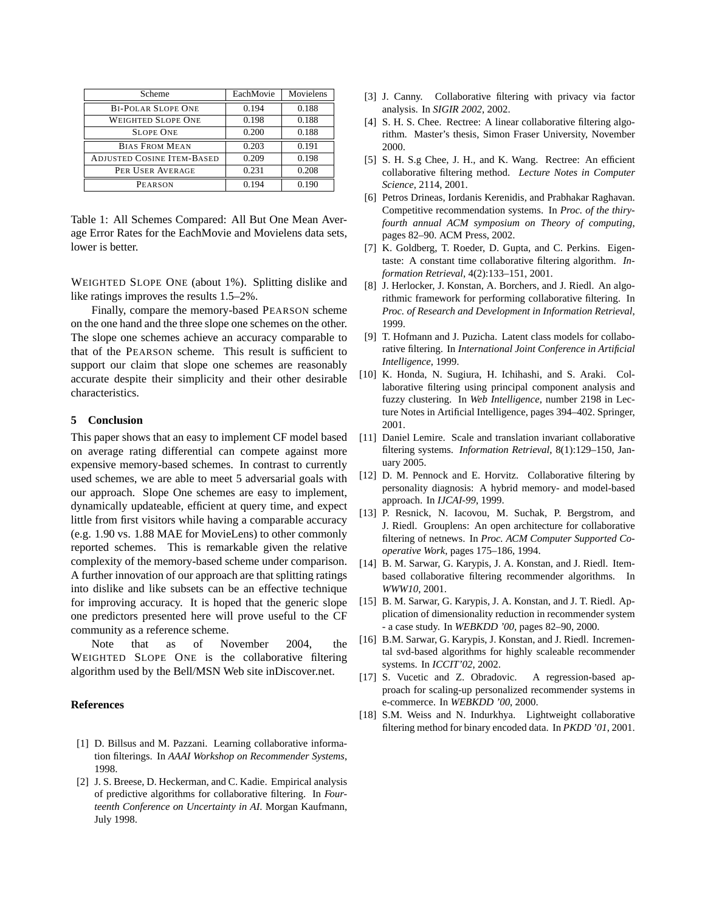| Scheme | EachMovie | Movielens |
|---|---|---|
| BI-POLAR SLOPE ONE | 0.194 | 0.188 |
| WEIGHTED SLOPE ONE | 0.198 | 0.188 |
| SLOPE ONE | 0.200 | 0.188 |
| BIAS FROM MEAN | 0.203 | 0.191 |
| ADJUSTED COSINE ITEM-BASED | 0.209 | 0.198 |
| PER USER AVERAGE | 0.231 | 0.208 |
| PEARSON | 0.194 | 0.190 |

Table 1: All Schemes Compared: All But One Mean Average Error Rates for the EachMovie and Movielens data sets, lower is better.

WEIGHTED SLOPE ONE (about 1%). Splitting dislike and like ratings improves the results 1.5–2%.

Finally, compare the memory-based PEARSON scheme on the one hand and the three slope one schemes on the other. The slope one schemes achieve an accuracy comparable to that of the PEARSON scheme. This result is sufficient to support our claim that slope one schemes are reasonably accurate despite their simplicity and their other desirable characteristics.

## 5 Conclusion

This paper shows that an easy to implement CF model based on average rating differential can compete against more expensive memory-based schemes. In contrast to currently used schemes, we are able to meet 5 adversarial goals with our approach. Slope One schemes are easy to implement, dynamically updateable, efficient at query time, and expect little from first visitors while having a comparable accuracy (e.g. 1.90 vs. 1.88 MAE for MovieLens) to other commonly reported schemes. This is remarkable given the relative complexity of the memory-based scheme under comparison. A further innovation of our approach are that splitting ratings into dislike and like subsets can be an effective technique for improving accuracy. It is hoped that the generic slope one predictors presented here will prove useful to the CF community as a reference scheme.

Note that as of November 2004, the WEIGHTED SLOPE ONE is the collaborative filtering algorithm used by the Bell/MSN Web site inDiscover.net.

## References

[1] D. Billsus and M. Pazzani. Learning collaborative information filterings. In *AAAI Workshop on Recommender Systems*, 1998.

[2] J. S. Breese, D. Heckerman, and C. Kadie. Empirical analysis of predictive algorithms for collaborative filtering. In *Fourteenth Conference on Uncertainty in AI*. Morgan Kaufmann, July 1998.

[3] J. Canny. Collaborative filtering with privacy via factor analysis. In *SIGIR 2002*, 2002.

[4] S. H. S. Chee. Rectree: A linear collaborative filtering algorithm. Master's thesis, Simon Fraser University, November 2000.

[5] S. H. S.g Chee, J. H., and K. Wang. Rectree: An efficient collaborative filtering method. *Lecture Notes in Computer Science*, 2114, 2001.

[6] Petros Drineas, Iordanis Kerenidis, and Prabhakar Raghavan. Competitive recommendation systems. In *Proc. of the thiry-fourth annual ACM symposium on Theory of computing*, pages 82–90. ACM Press, 2002.

[7] K. Goldberg, T. Roeder, D. Gupta, and C. Perkins. Eigentaste: A constant time collaborative filtering algorithm. *Information Retrieval*, 4(2):133–151, 2001.

[8] J. Herlocker, J. Konstan, A. Borchers, and J. Riedl. An algorithmic framework for performing collaborative filtering. In *Proc. of Research and Development in Information Retrieval*, 1999.

[9] T. Hofmann and J. Puzicha. Latent class models for collaborative filtering. In *International Joint Conference in Artificial Intelligence*, 1999.

[10] K. Honda, N. Sugiura, H. Ichihashi, and S. Araki. Collaborative filtering using principal component analysis and fuzzy clustering. In *Web Intelligence*, number 2198 in Lecture Notes in Artificial Intelligence, pages 394–402. Springer, 2001.

[11] Daniel Lemire. Scale and translation invariant collaborative filtering systems. *Information Retrieval*, 8(1):129–150, January 2005.

[12] D. M. Pennock and E. Horvitz. Collaborative filtering by personality diagnosis: A hybrid memory- and model-based approach. In *IJCAI-99*, 1999.

[13] P. Resnick, N. Iacovou, M. Suchak, P. Bergstrom, and J. Riedl. Grouplens: An open architecture for collaborative filtering of netnews. In *Proc. ACM Computer Supported Cooperative Work*, pages 175–186, 1994.

[14] B. M. Sarwar, G. Karypis, J. A. Konstan, and J. Riedl. Item-based collaborative filtering recommender algorithms. In *WWW10*, 2001.

[15] B. M. Sarwar, G. Karypis, J. A. Konstan, and J. T. Riedl. Application of dimensionality reduction in recommender system - a case study. In *WEBKDD '00*, pages 82–90, 2000.

[16] B.M. Sarwar, G. Karypis, J. Konstan, and J. Riedl. Incremental svd-based algorithms for highly scaleable recommender systems. In *ICCIT'02*, 2002.

[17] S. Vucetic and Z. Obradovic. A regression-based approach for scaling-up personalized recommender systems in e-commerce. In *WEBKDD '00*, 2000.

[18] S.M. Weiss and N. Indurkhya. Lightweight collaborative filtering method for binary encoded data. In *PKDD '01*, 2001.